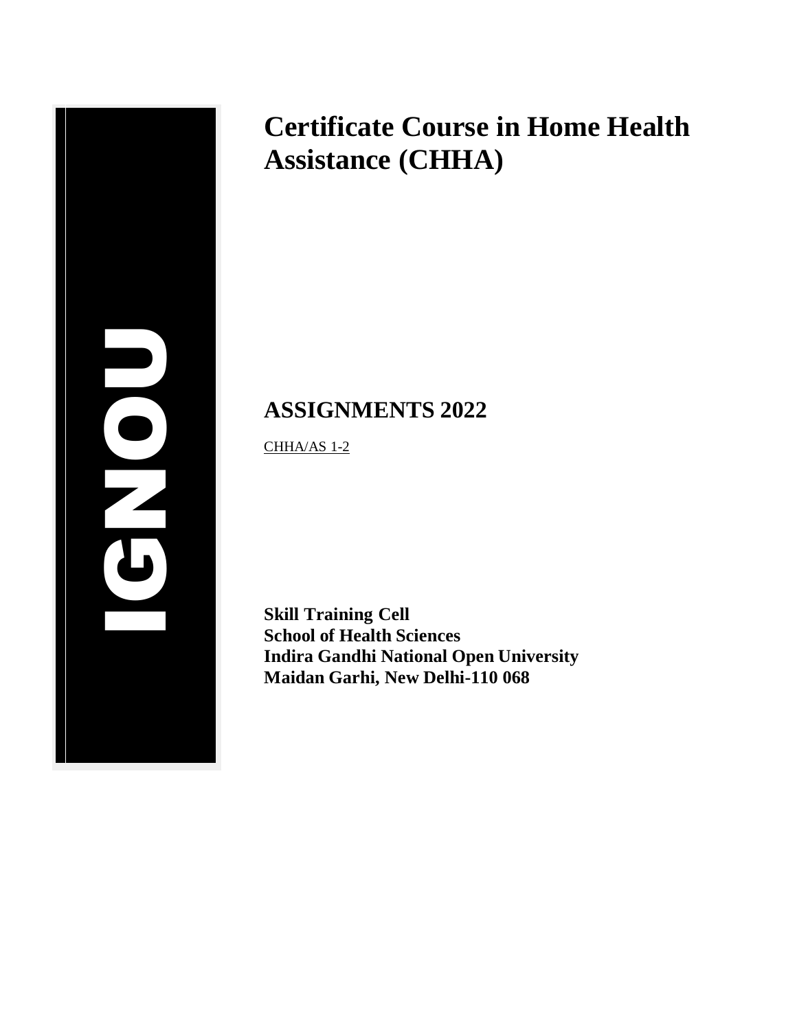IGNOU

# Certificate Course in Home Health Assistance (CHHA)

## ASSIGNMENTS 2022

CHHA/AS 1-2

**Skill Training Cell**
**School of Health Sciences**
**Indira Gandhi National Open University**
**Maidan Garhi, New Delhi-110 068**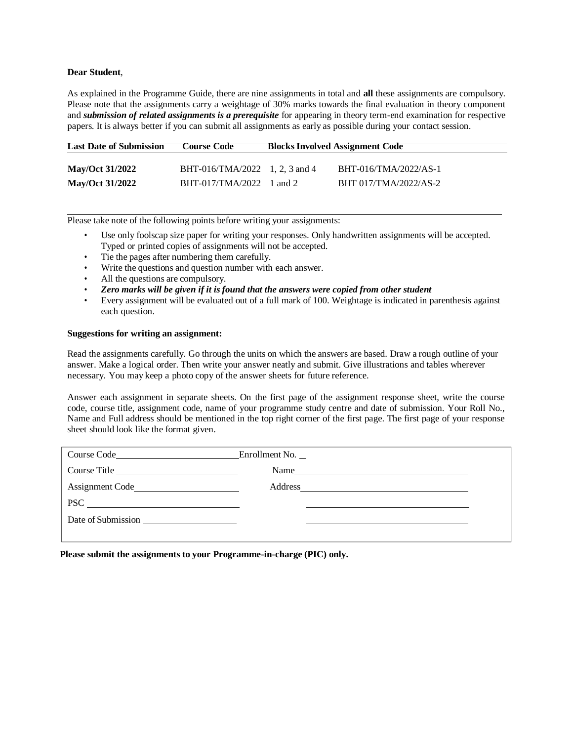**Dear Student**,

As explained in the Programme Guide, there are nine assignments in total and **all** these assignments are compulsory. Please note that the assignments carry a weightage of 30% marks towards the final evaluation in theory component and ***submission of related assignments is a prerequisite*** for appearing in theory term-end examination for respective papers. It is always better if you can submit all assignments as early as possible during your contact session.

| Last Date of Submission | Course Code | Blocks Involved | Assignment Code |
|---|---|---|---|
| **May/Oct 31/2022** | BHT-016/TMA/2022 | 1, 2, 3 and 4 | BHT-016/TMA/2022/AS-1 |
| **May/Oct 31/2022** | BHT-017/TMA/2022 | 1 and 2 | BHT 017/TMA/2022/AS-2 |

Please take note of the following points before writing your assignments:

- Use only foolscap size paper for writing your responses. Only handwritten assignments will be accepted. Typed or printed copies of assignments will not be accepted.
- Tie the pages after numbering them carefully.
- Write the questions and question number with each answer.
- All the questions are compulsory.
- ***Zero marks will be given if it is found that the answers were copied from other student***
- Every assignment will be evaluated out of a full mark of 100. Weightage is indicated in parenthesis against each question.

**Suggestions for writing an assignment:**

Read the assignments carefully. Go through the units on which the answers are based. Draw a rough outline of your answer. Make a logical order. Then write your answer neatly and submit. Give illustrations and tables wherever necessary. You may keep a photo copy of the answer sheets for future reference.

Answer each assignment in separate sheets. On the first page of the assignment response sheet, write the course code, course title, assignment code, name of your programme study centre and date of submission. Your Roll No., Name and Full address should be mentioned in the top right corner of the first page. The first page of your response sheet should look like the format given.

| | |
|---|---|
| Course Code ____________ | Enrollment No. __ |
| Course Title ____________ | Name ____________ |
| Assignment Code ____________ | Address ____________ |
| PSC ____________ | ____________ |
| Date of Submission ____________ | ____________ |

**Please submit the assignments to your Programme-in-charge (PIC) only.**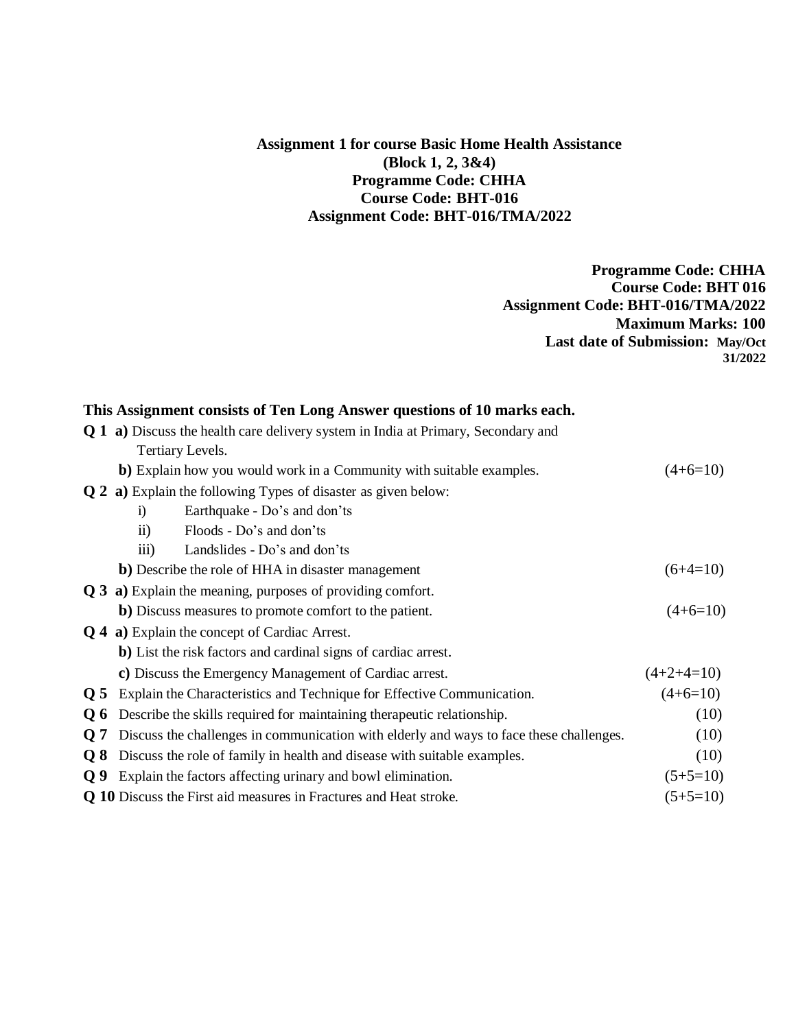**Assignment 1 for course Basic Home Health Assistance**
**(Block 1, 2, 3&4)**
**Programme Code: CHHA**
**Course Code: BHT-016**
**Assignment Code: BHT-016/TMA/2022**

**Programme Code: CHHA**
**Course Code: BHT 016**
**Assignment Code: BHT-016/TMA/2022**
**Maximum Marks: 100**
**Last date of Submission: May/Oct 31/2022**

**This Assignment consists of Ten Long Answer questions of 10 marks each.**

**Q 1** **a)** Discuss the health care delivery system in India at Primary, Secondary and Tertiary Levels.
**b)** Explain how you would work in a Community with suitable examples. (4+6=10)

**Q 2** **a)** Explain the following Types of disaster as given below:
- i) Earthquake - Do's and don'ts
- ii) Floods - Do's and don'ts
- iii) Landslides - Do's and don'ts

**b)** Describe the role of HHA in disaster management (6+4=10)

**Q 3** **a)** Explain the meaning, purposes of providing comfort.
**b)** Discuss measures to promote comfort to the patient. (4+6=10)

**Q 4** **a)** Explain the concept of Cardiac Arrest.
**b)** List the risk factors and cardinal signs of cardiac arrest.
**c)** Discuss the Emergency Management of Cardiac arrest. (4+2+4=10)

**Q 5** Explain the Characteristics and Technique for Effective Communication. (4+6=10)

**Q 6** Describe the skills required for maintaining therapeutic relationship. (10)

**Q 7** Discuss the challenges in communication with elderly and ways to face these challenges. (10)

**Q 8** Discuss the role of family in health and disease with suitable examples. (10)

**Q 9** Explain the factors affecting urinary and bowl elimination. (5+5=10)

**Q 10** Discuss the First aid measures in Fractures and Heat stroke. (5+5=10)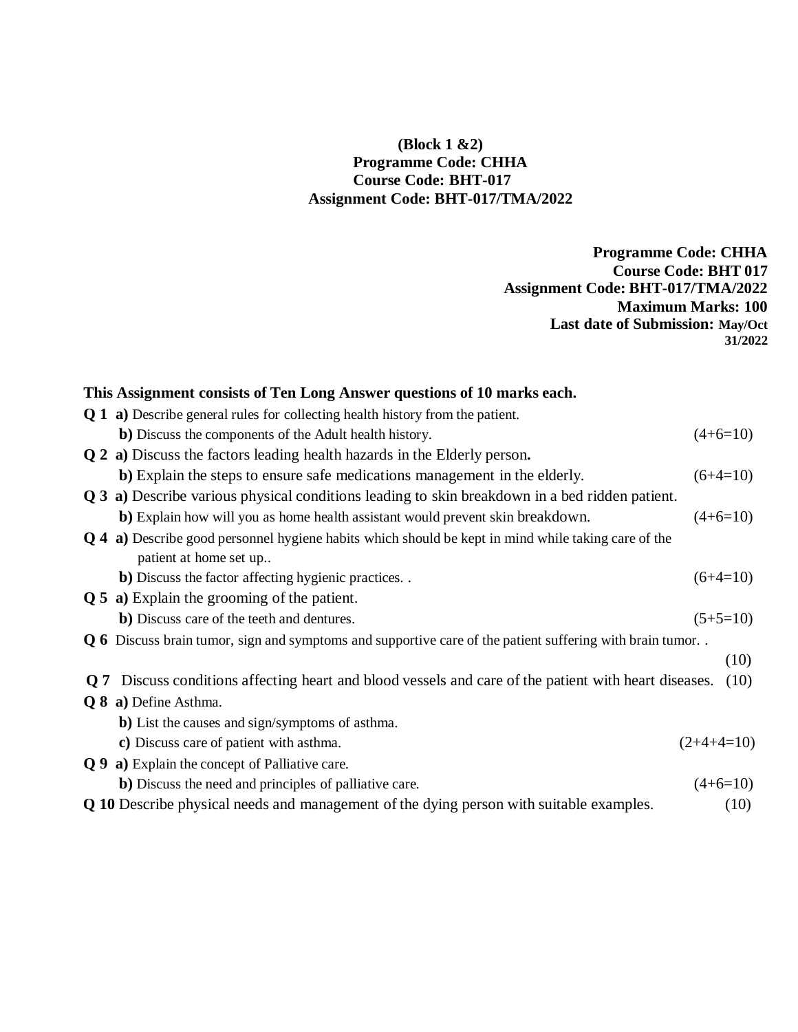**(Block 1 &2)**
**Programme Code: CHHA**
**Course Code: BHT-017**
**Assignment Code: BHT-017/TMA/2022**

**Programme Code: CHHA**
**Course Code: BHT 017**
**Assignment Code: BHT-017/TMA/2022**
**Maximum Marks: 100**
**Last date of Submission: May/Oct 31/2022**

**This Assignment consists of Ten Long Answer questions of 10 marks each.**

**Q 1** **a)** Describe general rules for collecting health history from the patient.
**b)** Discuss the components of the Adult health history. (4+6=10)

**Q 2** **a)** Discuss the factors leading health hazards in the Elderly person**.**
**b)** Explain the steps to ensure safe medications management in the elderly. (6+4=10)

**Q 3** **a)** Describe various physical conditions leading to skin breakdown in a bed ridden patient.
**b)** Explain how will you as home health assistant would prevent skin breakdown. (4+6=10)

**Q 4** **a)** Describe good personnel hygiene habits which should be kept in mind while taking care of the patient at home set up..
**b)** Discuss the factor affecting hygienic practices. . (6+4=10)

**Q 5** **a)** Explain the grooming of the patient.
**b)** Discuss care of the teeth and dentures. (5+5=10)

**Q 6** Discuss brain tumor, sign and symptoms and supportive care of the patient suffering with brain tumor. . (10)

**Q 7** Discuss conditions affecting heart and blood vessels and care of the patient with heart diseases. (10)

**Q 8** **a)** Define Asthma.
**b)** List the causes and sign/symptoms of asthma.
**c)** Discuss care of patient with asthma. (2+4+4=10)

**Q 9** **a)** Explain the concept of Palliative care.
**b)** Discuss the need and principles of palliative care. (4+6=10)

**Q 10** Describe physical needs and management of the dying person with suitable examples. (10)